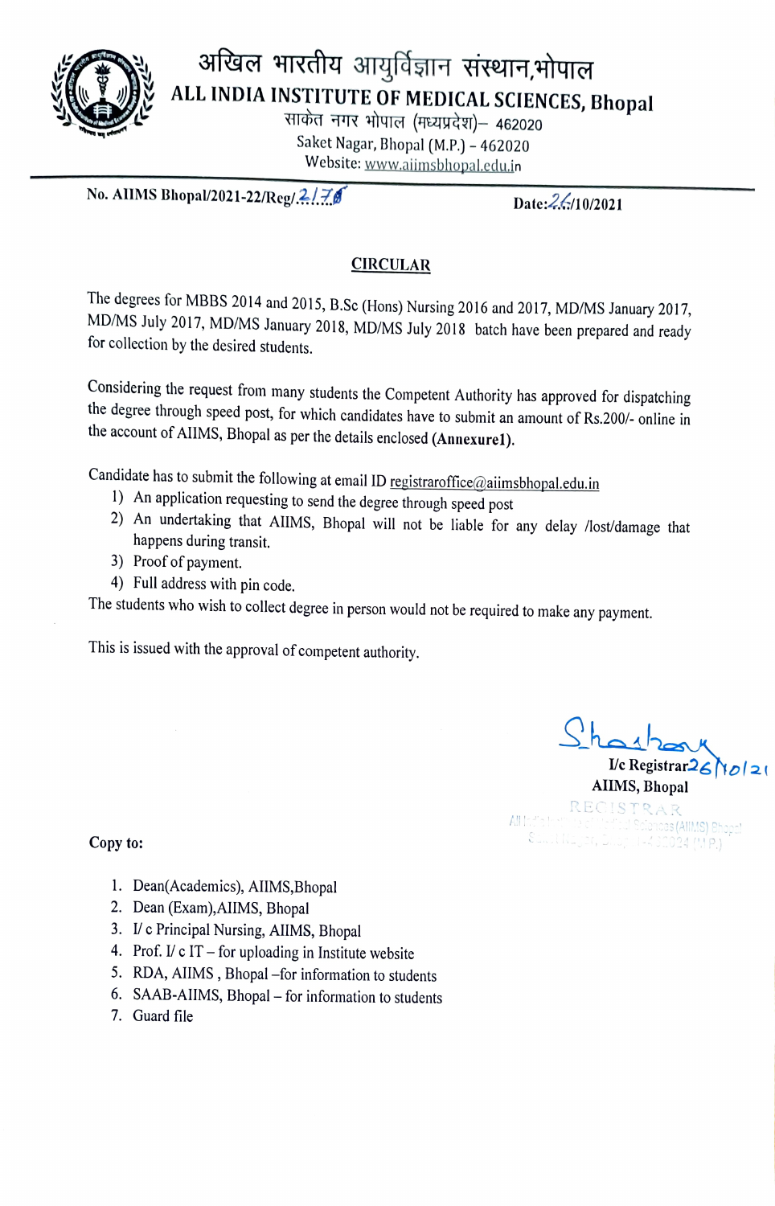# अखिल भारतीय आयुर्विज्ञान संस्थान,भोपाल
# ALL INDIA INSTITUTE OF MEDICAL SCIENCES, Bhopal

साकेत नगर भोपाल (मध्यप्रदेश)– 462020
Saket Nagar, Bhopal (M.P.) – 462020
Website: www.aiimsbhopal.edu.in

---

**No. AIIMS Bhopal/2021-22/Reg/.2176** **Date:26/10/2021**

## CIRCULAR

The degrees for MBBS 2014 and 2015, B.Sc (Hons) Nursing 2016 and 2017, MD/MS January 2017, MD/MS July 2017, MD/MS January 2018, MD/MS July 2018 batch have been prepared and ready for collection by the desired students.

Considering the request from many students the Competent Authority has approved for dispatching the degree through speed post, for which candidates have to submit an amount of Rs.200/- online in the account of AIIMS, Bhopal as per the details enclosed **(Annexure1)**.

Candidate has to submit the following at email ID registraroffice@aiimsbhopal.edu.in

1) An application requesting to send the degree through speed post
2) An undertaking that AIIMS, Bhopal will not be liable for any delay /lost/damage that happens during transit.
3) Proof of payment.
4) Full address with pin code.

The students who wish to collect degree in person would not be required to make any payment.

This is issued with the approval of competent authority.

Shashank 26/10/21
**I/c Registrar**
**AIIMS, Bhopal**

REGISTRAR
All India Institute of Medical Sciences (AIIMS) Bhopal
Saket Nagar, Bhopal-462020 (M.P.)

**Copy to:**

1. Dean(Academics), AIIMS,Bhopal
2. Dean (Exam),AIIMS, Bhopal
3. I/ c Principal Nursing, AIIMS, Bhopal
4. Prof. I/ c IT – for uploading in Institute website
5. RDA, AIIMS , Bhopal –for information to students
6. SAAB-AIIMS, Bhopal – for information to students
7. Guard file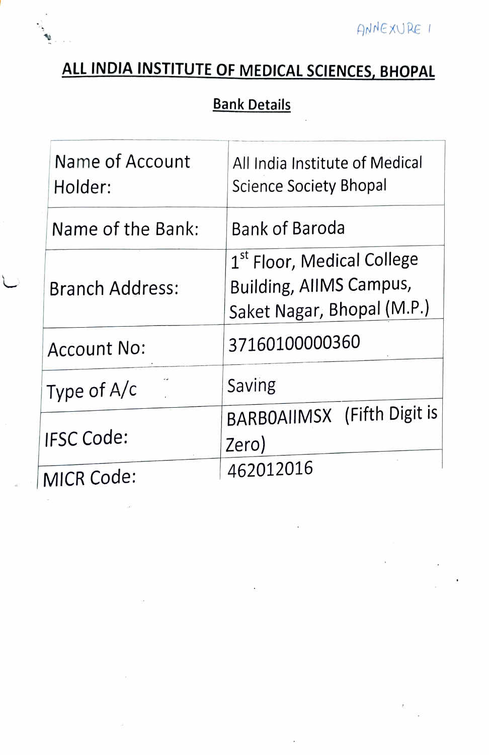ANNEXURE I

# ALL INDIA INSTITUTE OF MEDICAL SCIENCES, BHOPAL

## Bank Details

| | |
|---|---|
| Name of Account Holder: | All India Institute of Medical Science Society Bhopal |
| Name of the Bank: | Bank of Baroda |
| Branch Address: | 1st Floor, Medical College Building, AIIMS Campus, Saket Nagar, Bhopal (M.P.) |
| Account No: | 37160100000360 |
| Type of A/c | Saving |
| IFSC Code: | BARB0AIIMSX (Fifth Digit is Zero) |
| MICR Code: | 462012016 |